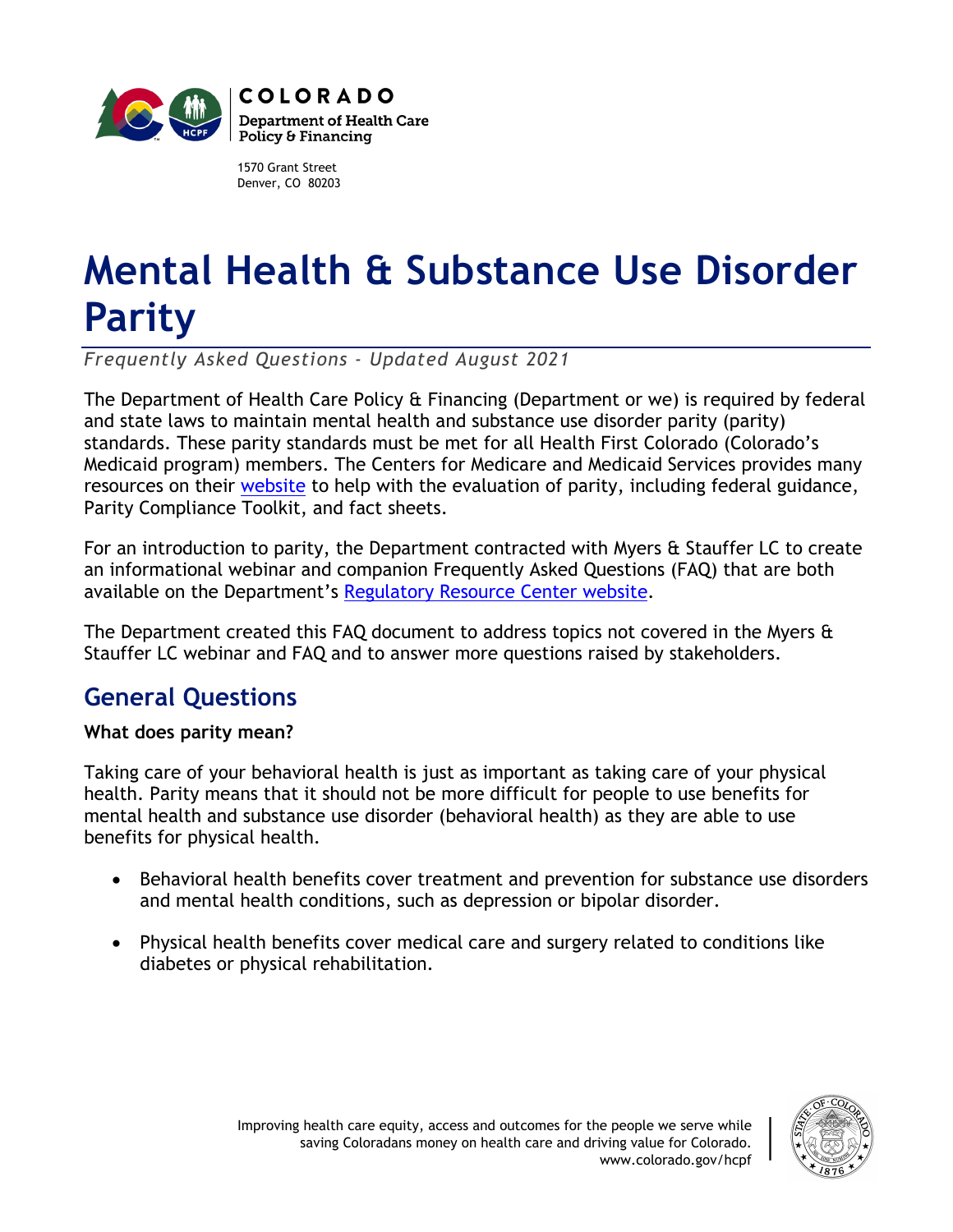COLORADO
Department of Health Care Policy & Financing

1570 Grant Street
Denver, CO 80203

# Mental Health & Substance Use Disorder Parity

*Frequently Asked Questions - Updated August 2021*

The Department of Health Care Policy & Financing (Department or we) is required by federal and state laws to maintain mental health and substance use disorder parity (parity) standards. These parity standards must be met for all Health First Colorado (Colorado's Medicaid program) members. The Centers for Medicare and Medicaid Services provides many resources on their [website](#) to help with the evaluation of parity, including federal guidance, Parity Compliance Toolkit, and fact sheets.

For an introduction to parity, the Department contracted with Myers & Stauffer LC to create an informational webinar and companion Frequently Asked Questions (FAQ) that are both available on the Department's [Regulatory Resource Center website](#).

The Department created this FAQ document to address topics not covered in the Myers & Stauffer LC webinar and FAQ and to answer more questions raised by stakeholders.

## General Questions

**What does parity mean?**

Taking care of your behavioral health is just as important as taking care of your physical health. Parity means that it should not be more difficult for people to use benefits for mental health and substance use disorder (behavioral health) as they are able to use benefits for physical health.

- Behavioral health benefits cover treatment and prevention for substance use disorders and mental health conditions, such as depression or bipolar disorder.
- Physical health benefits cover medical care and surgery related to conditions like diabetes or physical rehabilitation.

Improving health care equity, access and outcomes for the people we serve while saving Coloradans money on health care and driving value for Colorado.
www.colorado.gov/hcpf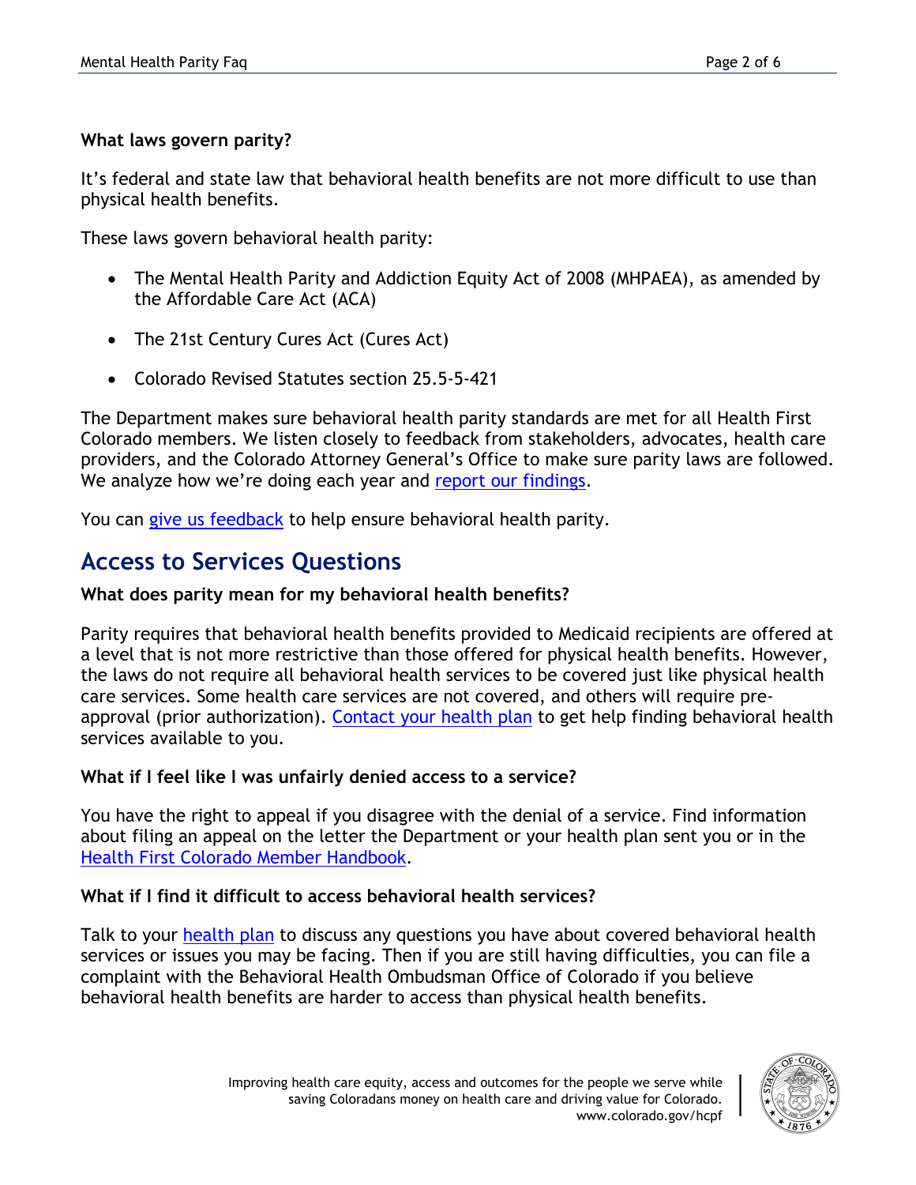**What laws govern parity?**

It's federal and state law that behavioral health benefits are not more difficult to use than physical health benefits.

These laws govern behavioral health parity:

- The Mental Health Parity and Addiction Equity Act of 2008 (MHPAEA), as amended by the Affordable Care Act (ACA)
- The 21st Century Cures Act (Cures Act)
- Colorado Revised Statutes section 25.5-5-421

The Department makes sure behavioral health parity standards are met for all Health First Colorado members. We listen closely to feedback from stakeholders, advocates, health care providers, and the Colorado Attorney General's Office to make sure parity laws are followed. We analyze how we're doing each year and report our findings.

You can give us feedback to help ensure behavioral health parity.

## Access to Services Questions

**What does parity mean for my behavioral health benefits?**

Parity requires that behavioral health benefits provided to Medicaid recipients are offered at a level that is not more restrictive than those offered for physical health benefits. However, the laws do not require all behavioral health services to be covered just like physical health care services. Some health care services are not covered, and others will require pre-approval (prior authorization). Contact your health plan to get help finding behavioral health services available to you.

**What if I feel like I was unfairly denied access to a service?**

You have the right to appeal if you disagree with the denial of a service. Find information about filing an appeal on the letter the Department or your health plan sent you or in the Health First Colorado Member Handbook.

**What if I find it difficult to access behavioral health services?**

Talk to your health plan to discuss any questions you have about covered behavioral health services or issues you may be facing. Then if you are still having difficulties, you can file a complaint with the Behavioral Health Ombudsman Office of Colorado if you believe behavioral health benefits are harder to access than physical health benefits.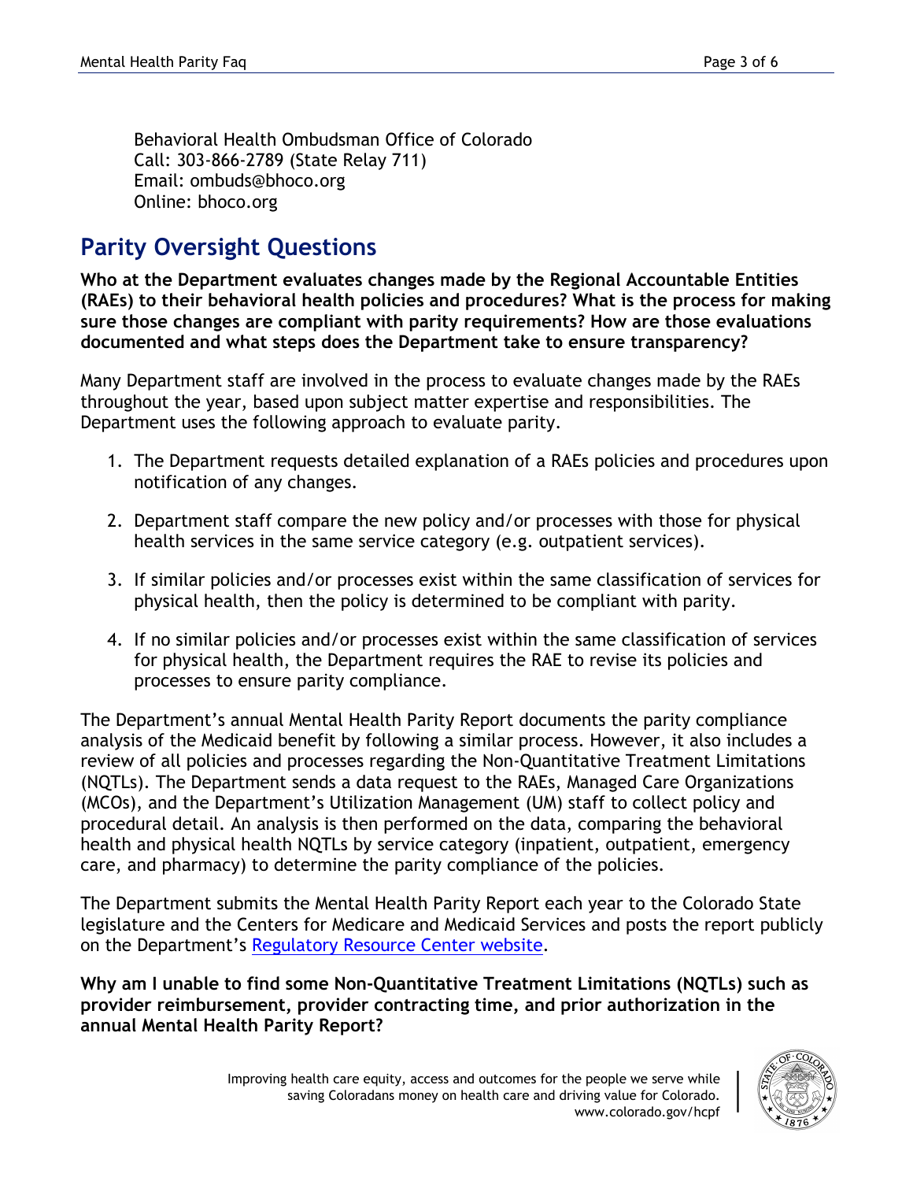Behavioral Health Ombudsman Office of Colorado
Call: 303-866-2789 (State Relay 711)
Email: ombuds@bhoco.org
Online: bhoco.org

## Parity Oversight Questions

**Who at the Department evaluates changes made by the Regional Accountable Entities (RAEs) to their behavioral health policies and procedures? What is the process for making sure those changes are compliant with parity requirements? How are those evaluations documented and what steps does the Department take to ensure transparency?**

Many Department staff are involved in the process to evaluate changes made by the RAEs throughout the year, based upon subject matter expertise and responsibilities. The Department uses the following approach to evaluate parity.

1. The Department requests detailed explanation of a RAEs policies and procedures upon notification of any changes.
2. Department staff compare the new policy and/or processes with those for physical health services in the same service category (e.g. outpatient services).
3. If similar policies and/or processes exist within the same classification of services for physical health, then the policy is determined to be compliant with parity.
4. If no similar policies and/or processes exist within the same classification of services for physical health, the Department requires the RAE to revise its policies and processes to ensure parity compliance.

The Department's annual Mental Health Parity Report documents the parity compliance analysis of the Medicaid benefit by following a similar process. However, it also includes a review of all policies and processes regarding the Non-Quantitative Treatment Limitations (NQTLs). The Department sends a data request to the RAEs, Managed Care Organizations (MCOs), and the Department's Utilization Management (UM) staff to collect policy and procedural detail. An analysis is then performed on the data, comparing the behavioral health and physical health NQTLs by service category (inpatient, outpatient, emergency care, and pharmacy) to determine the parity compliance of the policies.

The Department submits the Mental Health Parity Report each year to the Colorado State legislature and the Centers for Medicare and Medicaid Services and posts the report publicly on the Department's Regulatory Resource Center website.

**Why am I unable to find some Non-Quantitative Treatment Limitations (NQTLs) such as provider reimbursement, provider contracting time, and prior authorization in the annual Mental Health Parity Report?**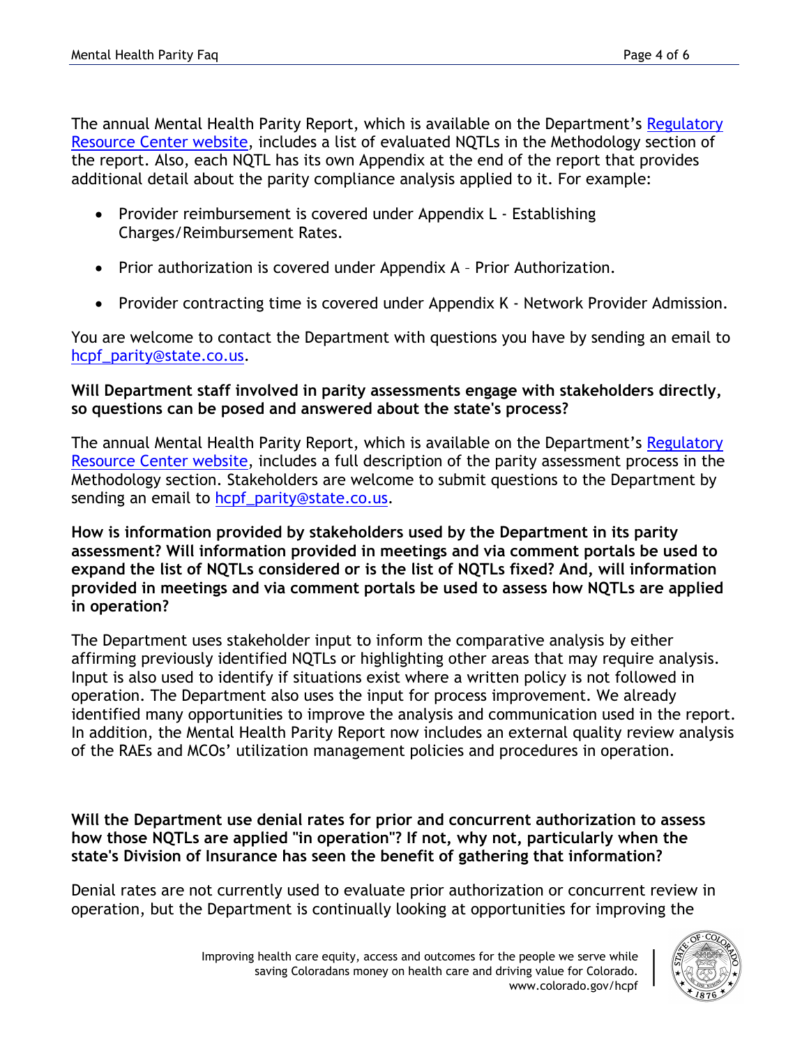The annual Mental Health Parity Report, which is available on the Department's Regulatory Resource Center website, includes a list of evaluated NQTLs in the Methodology section of the report. Also, each NQTL has its own Appendix at the end of the report that provides additional detail about the parity compliance analysis applied to it. For example:

- Provider reimbursement is covered under Appendix L - Establishing Charges/Reimbursement Rates.
- Prior authorization is covered under Appendix A – Prior Authorization.
- Provider contracting time is covered under Appendix K - Network Provider Admission.

You are welcome to contact the Department with questions you have by sending an email to hcpf_parity@state.co.us.

**Will Department staff involved in parity assessments engage with stakeholders directly, so questions can be posed and answered about the state's process?**

The annual Mental Health Parity Report, which is available on the Department's Regulatory Resource Center website, includes a full description of the parity assessment process in the Methodology section. Stakeholders are welcome to submit questions to the Department by sending an email to hcpf_parity@state.co.us.

**How is information provided by stakeholders used by the Department in its parity assessment? Will information provided in meetings and via comment portals be used to expand the list of NQTLs considered or is the list of NQTLs fixed? And, will information provided in meetings and via comment portals be used to assess how NQTLs are applied in operation?**

The Department uses stakeholder input to inform the comparative analysis by either affirming previously identified NQTLs or highlighting other areas that may require analysis. Input is also used to identify if situations exist where a written policy is not followed in operation. The Department also uses the input for process improvement. We already identified many opportunities to improve the analysis and communication used in the report. In addition, the Mental Health Parity Report now includes an external quality review analysis of the RAEs and MCOs' utilization management policies and procedures in operation.

**Will the Department use denial rates for prior and concurrent authorization to assess how those NQTLs are applied "in operation"? If not, why not, particularly when the state's Division of Insurance has seen the benefit of gathering that information?**

Denial rates are not currently used to evaluate prior authorization or concurrent review in operation, but the Department is continually looking at opportunities for improving the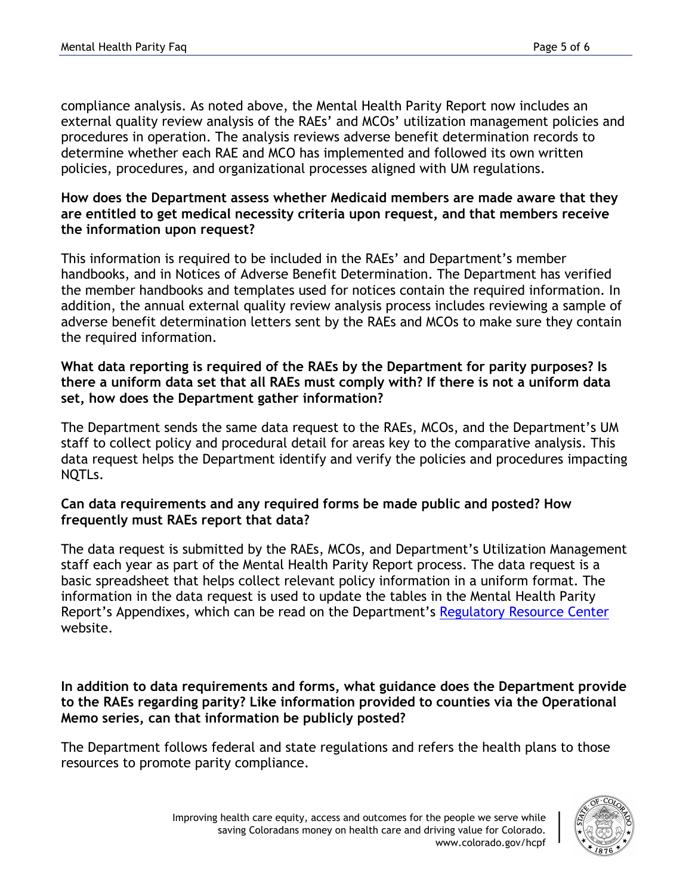compliance analysis. As noted above, the Mental Health Parity Report now includes an external quality review analysis of the RAEs' and MCOs' utilization management policies and procedures in operation. The analysis reviews adverse benefit determination records to determine whether each RAE and MCO has implemented and followed its own written policies, procedures, and organizational processes aligned with UM regulations.

**How does the Department assess whether Medicaid members are made aware that they are entitled to get medical necessity criteria upon request, and that members receive the information upon request?**

This information is required to be included in the RAEs' and Department's member handbooks, and in Notices of Adverse Benefit Determination. The Department has verified the member handbooks and templates used for notices contain the required information. In addition, the annual external quality review analysis process includes reviewing a sample of adverse benefit determination letters sent by the RAEs and MCOs to make sure they contain the required information.

**What data reporting is required of the RAEs by the Department for parity purposes? Is there a uniform data set that all RAEs must comply with? If there is not a uniform data set, how does the Department gather information?**

The Department sends the same data request to the RAEs, MCOs, and the Department's UM staff to collect policy and procedural detail for areas key to the comparative analysis. This data request helps the Department identify and verify the policies and procedures impacting NQTLs.

**Can data requirements and any required forms be made public and posted? How frequently must RAEs report that data?**

The data request is submitted by the RAEs, MCOs, and Department's Utilization Management staff each year as part of the Mental Health Parity Report process. The data request is a basic spreadsheet that helps collect relevant policy information in a uniform format. The information in the data request is used to update the tables in the Mental Health Parity Report's Appendixes, which can be read on the Department's Regulatory Resource Center website.

**In addition to data requirements and forms, what guidance does the Department provide to the RAEs regarding parity? Like information provided to counties via the Operational Memo series, can that information be publicly posted?**

The Department follows federal and state regulations and refers the health plans to those resources to promote parity compliance.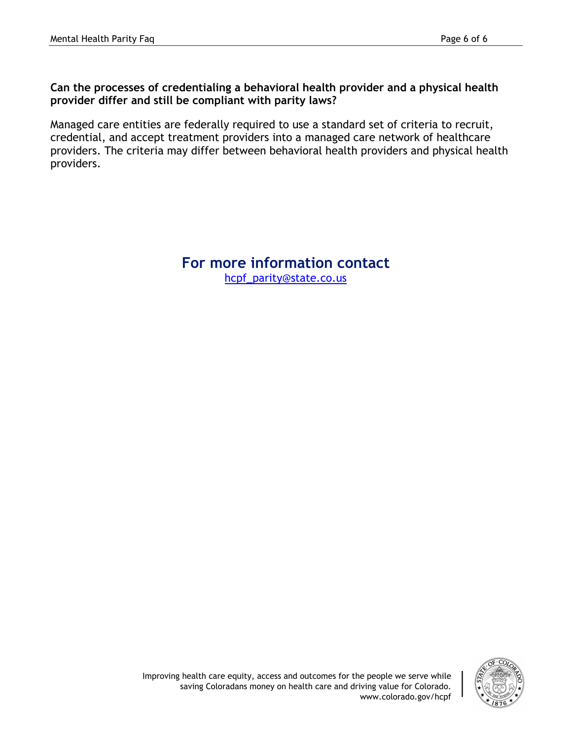**Can the processes of credentialing a behavioral health provider and a physical health provider differ and still be compliant with parity laws?**

Managed care entities are federally required to use a standard set of criteria to recruit, credential, and accept treatment providers into a managed care network of healthcare providers. The criteria may differ between behavioral health providers and physical health providers.

## For more information contact

hcpf_parity@state.co.us

Improving health care equity, access and outcomes for the people we serve while saving Coloradans money on health care and driving value for Colorado.
www.colorado.gov/hcpf